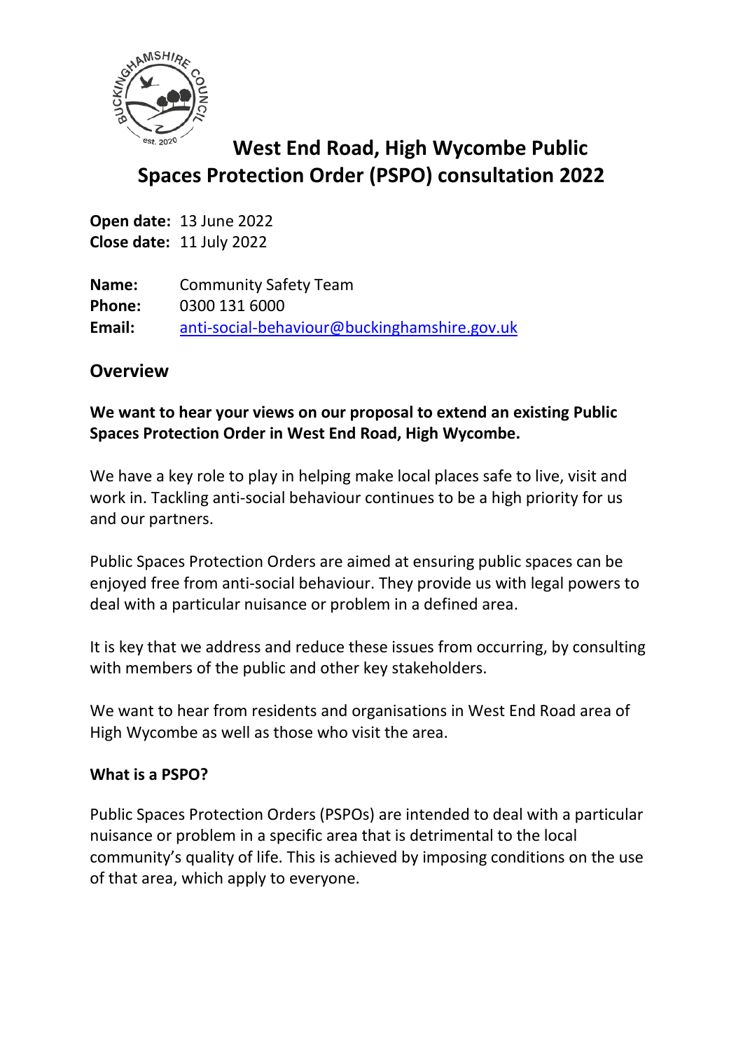# West End Road, High Wycombe Public Spaces Protection Order (PSPO) consultation 2022

**Open date:** 13 June 2022
**Close date:** 11 July 2022

**Name:** Community Safety Team
**Phone:** 0300 131 6000
**Email:** anti-social-behaviour@buckinghamshire.gov.uk

## Overview

**We want to hear your views on our proposal to extend an existing Public Spaces Protection Order in West End Road, High Wycombe.**

We have a key role to play in helping make local places safe to live, visit and work in. Tackling anti-social behaviour continues to be a high priority for us and our partners.

Public Spaces Protection Orders are aimed at ensuring public spaces can be enjoyed free from anti-social behaviour. They provide us with legal powers to deal with a particular nuisance or problem in a defined area.

It is key that we address and reduce these issues from occurring, by consulting with members of the public and other key stakeholders.

We want to hear from residents and organisations in West End Road area of High Wycombe as well as those who visit the area.

### What is a PSPO?

Public Spaces Protection Orders (PSPOs) are intended to deal with a particular nuisance or problem in a specific area that is detrimental to the local community's quality of life. This is achieved by imposing conditions on the use of that area, which apply to everyone.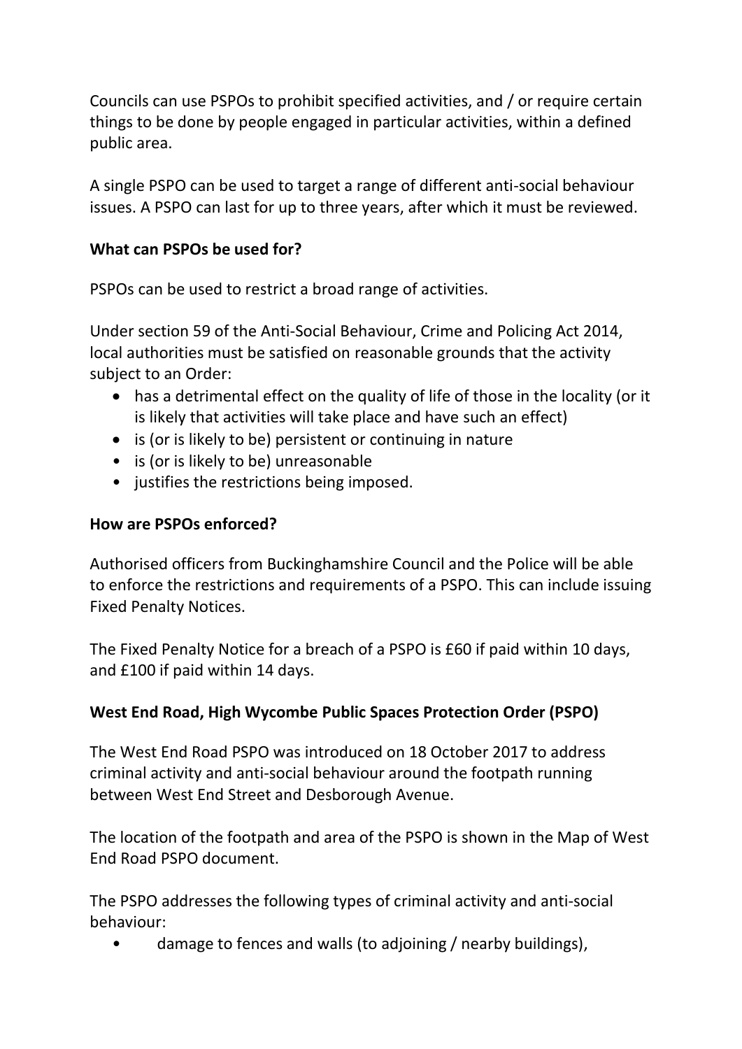Councils can use PSPOs to prohibit specified activities, and / or require certain things to be done by people engaged in particular activities, within a defined public area.

A single PSPO can be used to target a range of different anti-social behaviour issues. A PSPO can last for up to three years, after which it must be reviewed.

**What can PSPOs be used for?**

PSPOs can be used to restrict a broad range of activities.

Under section 59 of the Anti-Social Behaviour, Crime and Policing Act 2014, local authorities must be satisfied on reasonable grounds that the activity subject to an Order:

- has a detrimental effect on the quality of life of those in the locality (or it is likely that activities will take place and have such an effect)
- is (or is likely to be) persistent or continuing in nature
- is (or is likely to be) unreasonable
- justifies the restrictions being imposed.

**How are PSPOs enforced?**

Authorised officers from Buckinghamshire Council and the Police will be able to enforce the restrictions and requirements of a PSPO. This can include issuing Fixed Penalty Notices.

The Fixed Penalty Notice for a breach of a PSPO is £60 if paid within 10 days, and £100 if paid within 14 days.

**West End Road, High Wycombe Public Spaces Protection Order (PSPO)**

The West End Road PSPO was introduced on 18 October 2017 to address criminal activity and anti-social behaviour around the footpath running between West End Street and Desborough Avenue.

The location of the footpath and area of the PSPO is shown in the Map of West End Road PSPO document.

The PSPO addresses the following types of criminal activity and anti-social behaviour:

- damage to fences and walls (to adjoining / nearby buildings),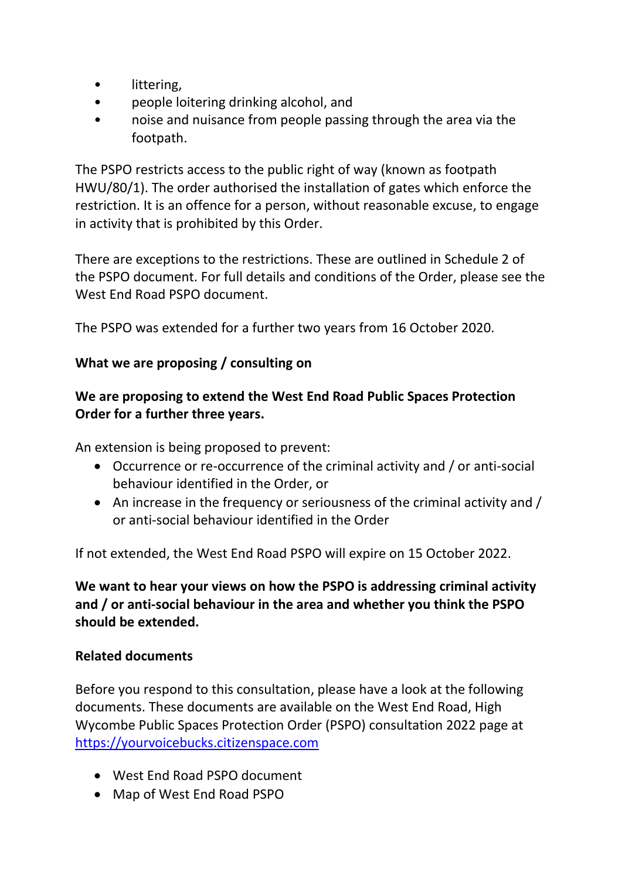- littering,
- people loitering drinking alcohol, and
- noise and nuisance from people passing through the area via the footpath.

The PSPO restricts access to the public right of way (known as footpath HWU/80/1). The order authorised the installation of gates which enforce the restriction. It is an offence for a person, without reasonable excuse, to engage in activity that is prohibited by this Order.

There are exceptions to the restrictions. These are outlined in Schedule 2 of the PSPO document. For full details and conditions of the Order, please see the West End Road PSPO document.

The PSPO was extended for a further two years from 16 October 2020.

**What we are proposing / consulting on**

**We are proposing to extend the West End Road Public Spaces Protection Order for a further three years.**

An extension is being proposed to prevent:

- Occurrence or re-occurrence of the criminal activity and / or anti-social behaviour identified in the Order, or
- An increase in the frequency or seriousness of the criminal activity and / or anti-social behaviour identified in the Order

If not extended, the West End Road PSPO will expire on 15 October 2022.

**We want to hear your views on how the PSPO is addressing criminal activity and / or anti-social behaviour in the area and whether you think the PSPO should be extended.**

**Related documents**

Before you respond to this consultation, please have a look at the following documents. These documents are available on the West End Road, High Wycombe Public Spaces Protection Order (PSPO) consultation 2022 page at [https://yourvoicebucks.citizenspace.com](https://yourvoicebucks.citizenspace.com)

- West End Road PSPO document
- Map of West End Road PSPO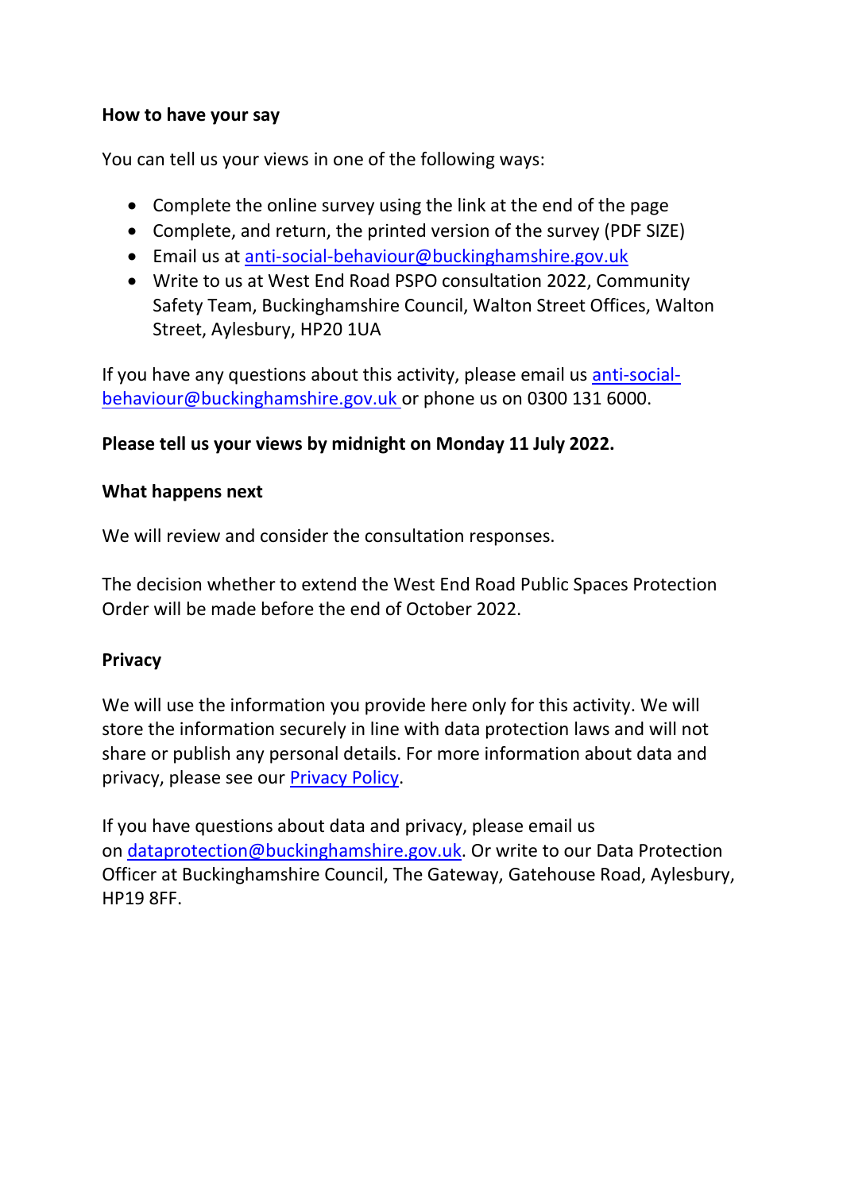**How to have your say**

You can tell us your views in one of the following ways:

- Complete the online survey using the link at the end of the page
- Complete, and return, the printed version of the survey (PDF SIZE)
- Email us at [anti-social-behaviour@buckinghamshire.gov.uk](mailto:anti-social-behaviour@buckinghamshire.gov.uk)
- Write to us at West End Road PSPO consultation 2022, Community Safety Team, Buckinghamshire Council, Walton Street Offices, Walton Street, Aylesbury, HP20 1UA

If you have any questions about this activity, please email us [anti-social-behaviour@buckinghamshire.gov.uk](mailto:anti-social-behaviour@buckinghamshire.gov.uk) or phone us on 0300 131 6000.

**Please tell us your views by midnight on Monday 11 July 2022.**

**What happens next**

We will review and consider the consultation responses.

The decision whether to extend the West End Road Public Spaces Protection Order will be made before the end of October 2022.

**Privacy**

We will use the information you provide here only for this activity. We will store the information securely in line with data protection laws and will not share or publish any personal details. For more information about data and privacy, please see our Privacy Policy.

If you have questions about data and privacy, please email us on [dataprotection@buckinghamshire.gov.uk](mailto:dataprotection@buckinghamshire.gov.uk). Or write to our Data Protection Officer at Buckinghamshire Council, The Gateway, Gatehouse Road, Aylesbury, HP19 8FF.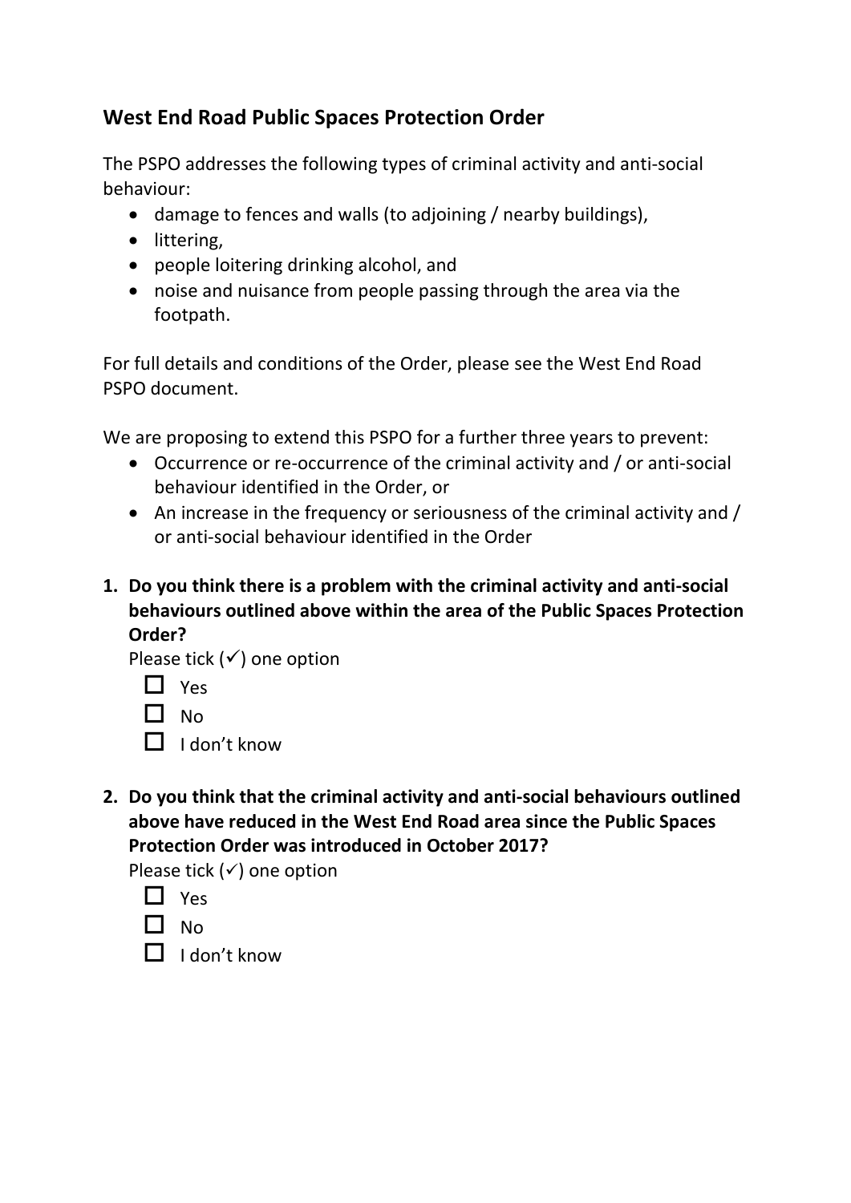## West End Road Public Spaces Protection Order

The PSPO addresses the following types of criminal activity and anti-social behaviour:

- damage to fences and walls (to adjoining / nearby buildings),
- littering,
- people loitering drinking alcohol, and
- noise and nuisance from people passing through the area via the footpath.

For full details and conditions of the Order, please see the West End Road PSPO document.

We are proposing to extend this PSPO for a further three years to prevent:

- Occurrence or re-occurrence of the criminal activity and / or anti-social behaviour identified in the Order, or
- An increase in the frequency or seriousness of the criminal activity and / or anti-social behaviour identified in the Order

**1. Do you think there is a problem with the criminal activity and anti-social behaviours outlined above within the area of the Public Spaces Protection Order?**

Please tick (✓) one option

- ☐ Yes
- ☐ No
- ☐ I don't know

**2. Do you think that the criminal activity and anti-social behaviours outlined above have reduced in the West End Road area since the Public Spaces Protection Order was introduced in October 2017?**

Please tick (✓) one option

- ☐ Yes
- ☐ No
- ☐ I don't know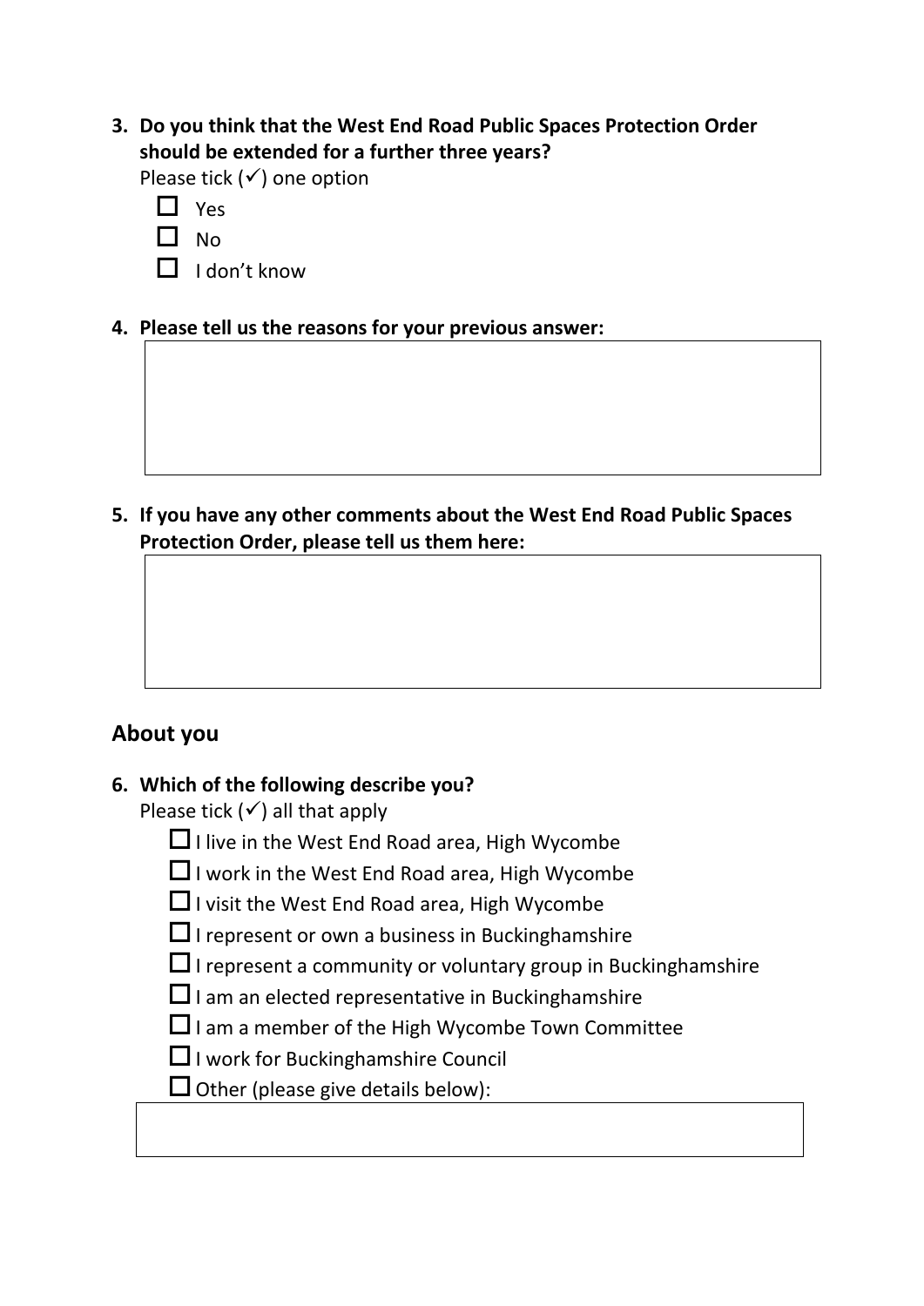3. **Do you think that the West End Road Public Spaces Protection Order should be extended for a further three years?**

   Please tick (✓) one option

   - ☐ Yes
   - ☐ No
   - ☐ I don't know

4. **Please tell us the reasons for your previous answer:**

5. **If you have any other comments about the West End Road Public Spaces Protection Order, please tell us them here:**

## About you

6. **Which of the following describe you?**

   Please tick (✓) all that apply

   - ☐ I live in the West End Road area, High Wycombe
   - ☐ I work in the West End Road area, High Wycombe
   - ☐ I visit the West End Road area, High Wycombe
   - ☐ I represent or own a business in Buckinghamshire
   - ☐ I represent a community or voluntary group in Buckinghamshire
   - ☐ I am an elected representative in Buckinghamshire
   - ☐ I am a member of the High Wycombe Town Committee
   - ☐ I work for Buckinghamshire Council
   - ☐ Other (please give details below):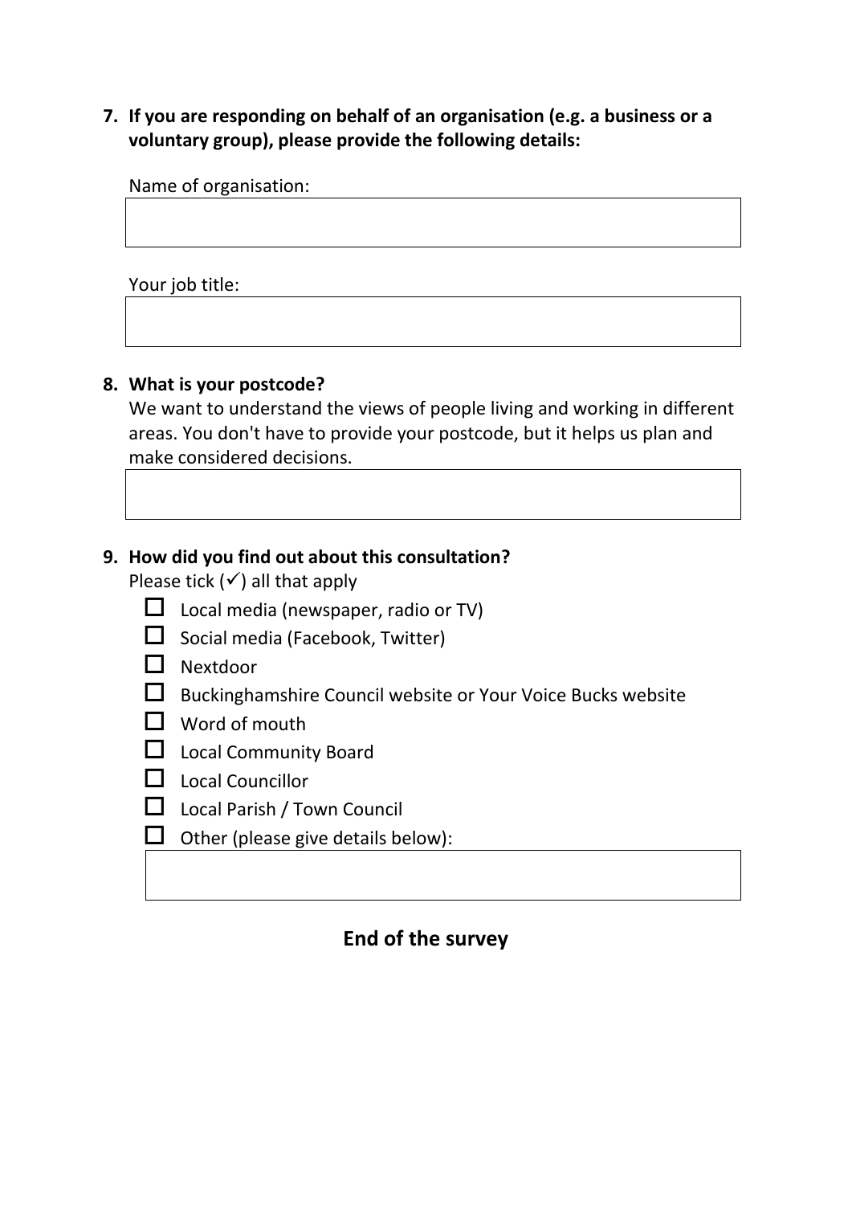**7. If you are responding on behalf of an organisation (e.g. a business or a voluntary group), please provide the following details:**

Name of organisation:

Your job title:

**8. What is your postcode?**

We want to understand the views of people living and working in different areas. You don't have to provide your postcode, but it helps us plan and make considered decisions.

**9. How did you find out about this consultation?**

Please tick (✓) all that apply

- ☐ Local media (newspaper, radio or TV)
- ☐ Social media (Facebook, Twitter)
- ☐ Nextdoor
- ☐ Buckinghamshire Council website or Your Voice Bucks website
- ☐ Word of mouth
- ☐ Local Community Board
- ☐ Local Councillor
- ☐ Local Parish / Town Council
- ☐ Other (please give details below):

## End of the survey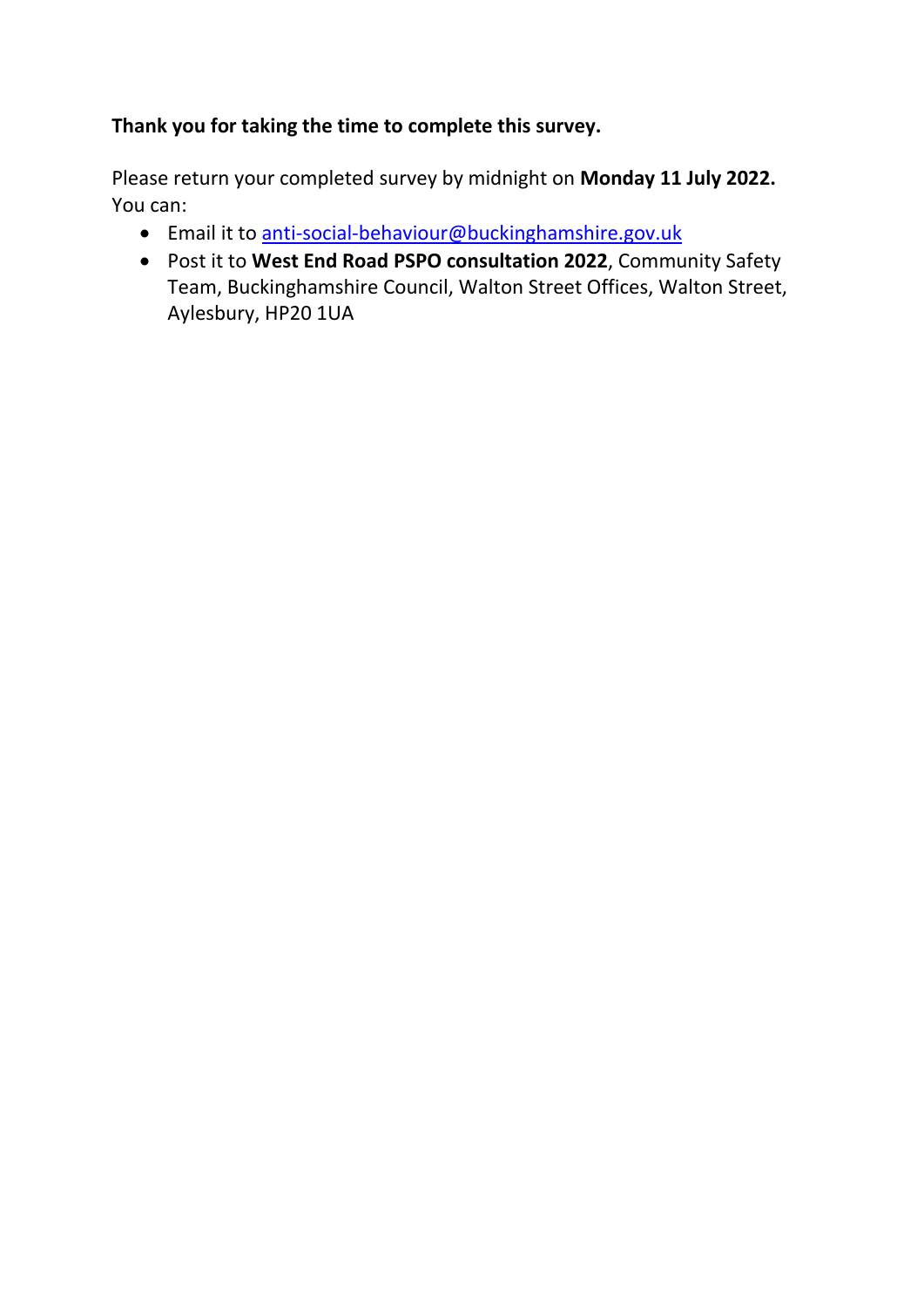**Thank you for taking the time to complete this survey.**

Please return your completed survey by midnight on **Monday 11 July 2022.**
You can:

- Email it to anti-social-behaviour@buckinghamshire.gov.uk
- Post it to **West End Road PSPO consultation 2022**, Community Safety Team, Buckinghamshire Council, Walton Street Offices, Walton Street, Aylesbury, HP20 1UA